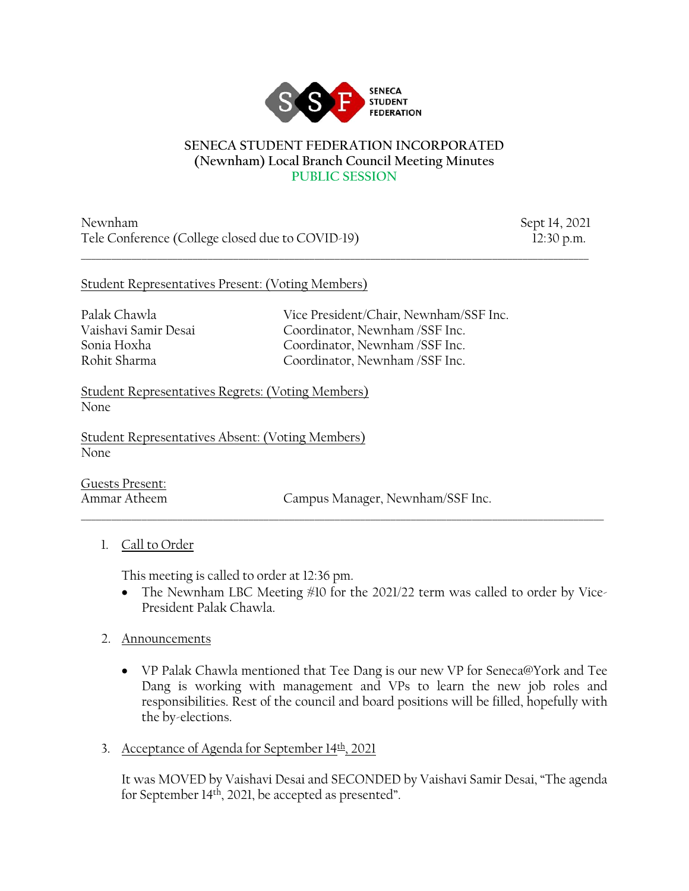SENECA STUDENT FEDERATION

# SENECA STUDENT FEDERATION INCORPORATED
## (Newnham) Local Branch Council Meeting Minutes
### PUBLIC SESSION

Newnham — Sept 14, 2021
Tele Conference (College closed due to COVID-19) — 12:30 p.m.

---

<u>Student Representatives Present: (Voting Members)</u>

| | |
|---|---|
| Palak Chawla | Vice President/Chair, Newnham/SSF Inc. |
| Vaishavi Samir Desai | Coordinator, Newnham /SSF Inc. |
| Sonia Hoxha | Coordinator, Newnham /SSF Inc. |
| Rohit Sharma | Coordinator, Newnham /SSF Inc. |

<u>Student Representatives Regrets: (Voting Members)</u>
None

<u>Student Representatives Absent: (Voting Members)</u>
None

<u>Guests Present:</u>

| | |
|---|---|
| Ammar Atheem | Campus Manager, Newnham/SSF Inc. |

---

1. <u>Call to Order</u>

   This meeting is called to order at 12:36 pm.
   - The Newnham LBC Meeting #10 for the 2021/22 term was called to order by Vice-President Palak Chawla.

2. <u>Announcements</u>

   - VP Palak Chawla mentioned that Tee Dang is our new VP for Seneca@York and Tee Dang is working with management and VPs to learn the new job roles and responsibilities. Rest of the council and board positions will be filled, hopefully with the by-elections.

3. <u>Acceptance of Agenda for September 14th, 2021</u>

   It was MOVED by Vaishavi Desai and SECONDED by Vaishavi Samir Desai, "The agenda for September 14th, 2021, be accepted as presented".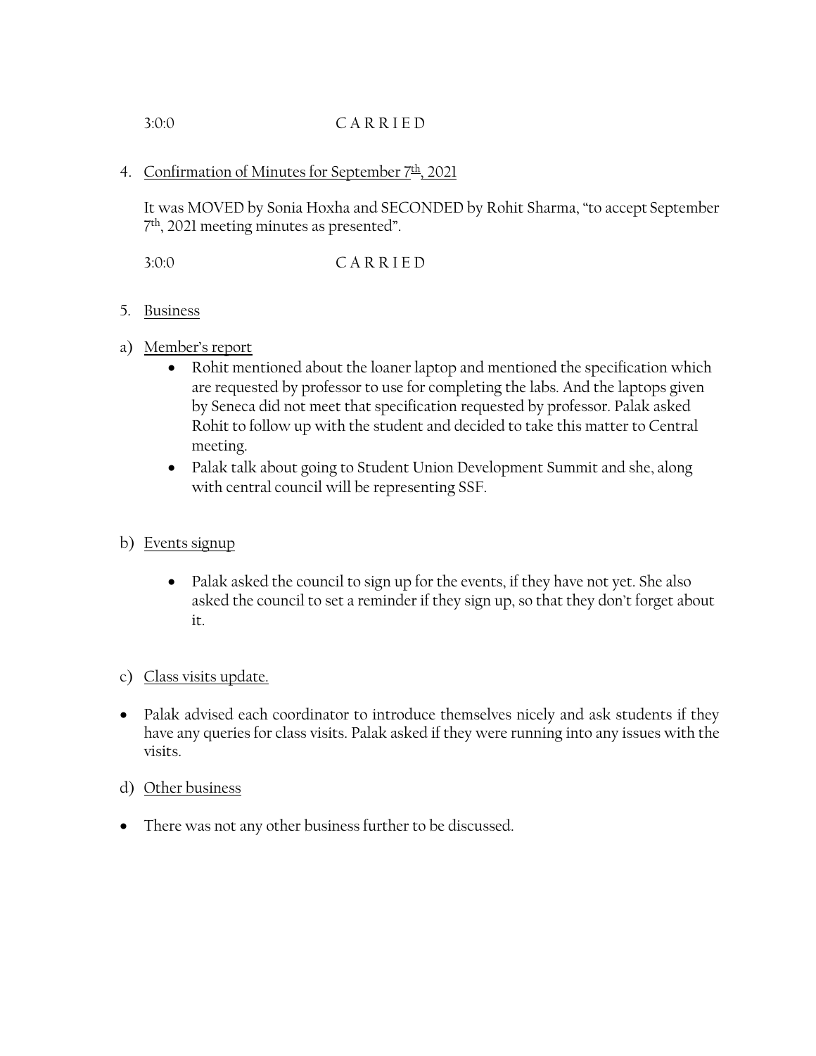3:0:0 C A R R I E D

4. Confirmation of Minutes for September 7th, 2021

   It was MOVED by Sonia Hoxha and SECONDED by Rohit Sharma, "to accept September 7th, 2021 meeting minutes as presented".

   3:0:0 C A R R I E D

5. Business

a) Member's report
   - Rohit mentioned about the loaner laptop and mentioned the specification which are requested by professor to use for completing the labs. And the laptops given by Seneca did not meet that specification requested by professor. Palak asked Rohit to follow up with the student and decided to take this matter to Central meeting.
   - Palak talk about going to Student Union Development Summit and she, along with central council will be representing SSF.

b) Events signup
   - Palak asked the council to sign up for the events, if they have not yet. She also asked the council to set a reminder if they sign up, so that they don't forget about it.

c) Class visits update.

- Palak advised each coordinator to introduce themselves nicely and ask students if they have any queries for class visits. Palak asked if they were running into any issues with the visits.

d) Other business

- There was not any other business further to be discussed.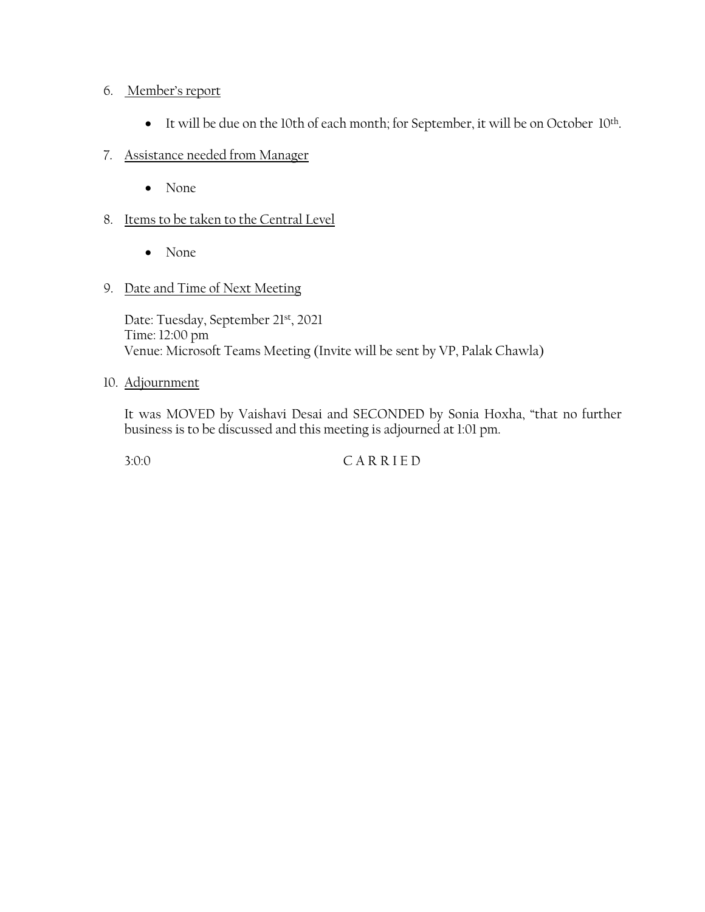6. Member's report

    - It will be due on the 10th of each month; for September, it will be on October 10th.

7. Assistance needed from Manager

    - None

8. Items to be taken to the Central Level

    - None

9. Date and Time of Next Meeting

    Date: Tuesday, September 21st, 2021
    Time: 12:00 pm
    Venue: Microsoft Teams Meeting (Invite will be sent by VP, Palak Chawla)

10. Adjournment

    It was MOVED by Vaishavi Desai and SECONDED by Sonia Hoxha, "that no further business is to be discussed and this meeting is adjourned at 1:01 pm.

    3:0:0 C A R R I E D